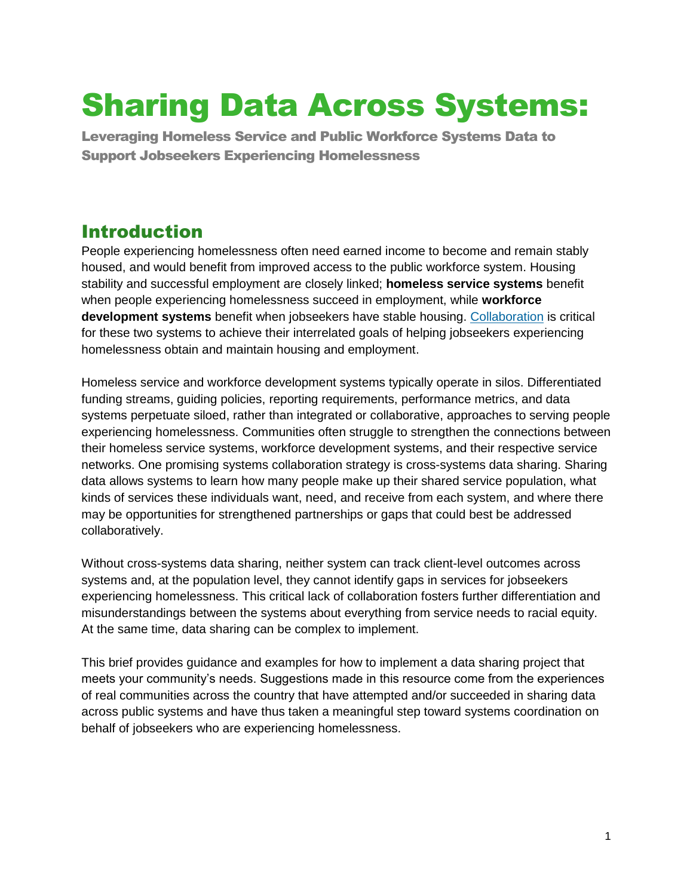# Sharing Data Across Systems:

**Leveraging Homeless Service and Public Workforce Systems Data to Support Jobseekers Experiencing Homelessness**

## Introduction

People experiencing homelessness often need earned income to become and remain stably housed, and would benefit from improved access to the public workforce system. Housing stability and successful employment are closely linked; **homeless service systems** benefit when people experiencing homelessness succeed in employment, while **workforce development systems** benefit when jobseekers have stable housing. Collaboration is critical for these two systems to achieve their interrelated goals of helping jobseekers experiencing homelessness obtain and maintain housing and employment.

Homeless service and workforce development systems typically operate in silos. Differentiated funding streams, guiding policies, reporting requirements, performance metrics, and data systems perpetuate siloed, rather than integrated or collaborative, approaches to serving people experiencing homelessness. Communities often struggle to strengthen the connections between their homeless service systems, workforce development systems, and their respective service networks. One promising systems collaboration strategy is cross-systems data sharing. Sharing data allows systems to learn how many people make up their shared service population, what kinds of services these individuals want, need, and receive from each system, and where there may be opportunities for strengthened partnerships or gaps that could best be addressed collaboratively.

Without cross-systems data sharing, neither system can track client-level outcomes across systems and, at the population level, they cannot identify gaps in services for jobseekers experiencing homelessness. This critical lack of collaboration fosters further differentiation and misunderstandings between the systems about everything from service needs to racial equity. At the same time, data sharing can be complex to implement.

This brief provides guidance and examples for how to implement a data sharing project that meets your community's needs. Suggestions made in this resource come from the experiences of real communities across the country that have attempted and/or succeeded in sharing data across public systems and have thus taken a meaningful step toward systems coordination on behalf of jobseekers who are experiencing homelessness.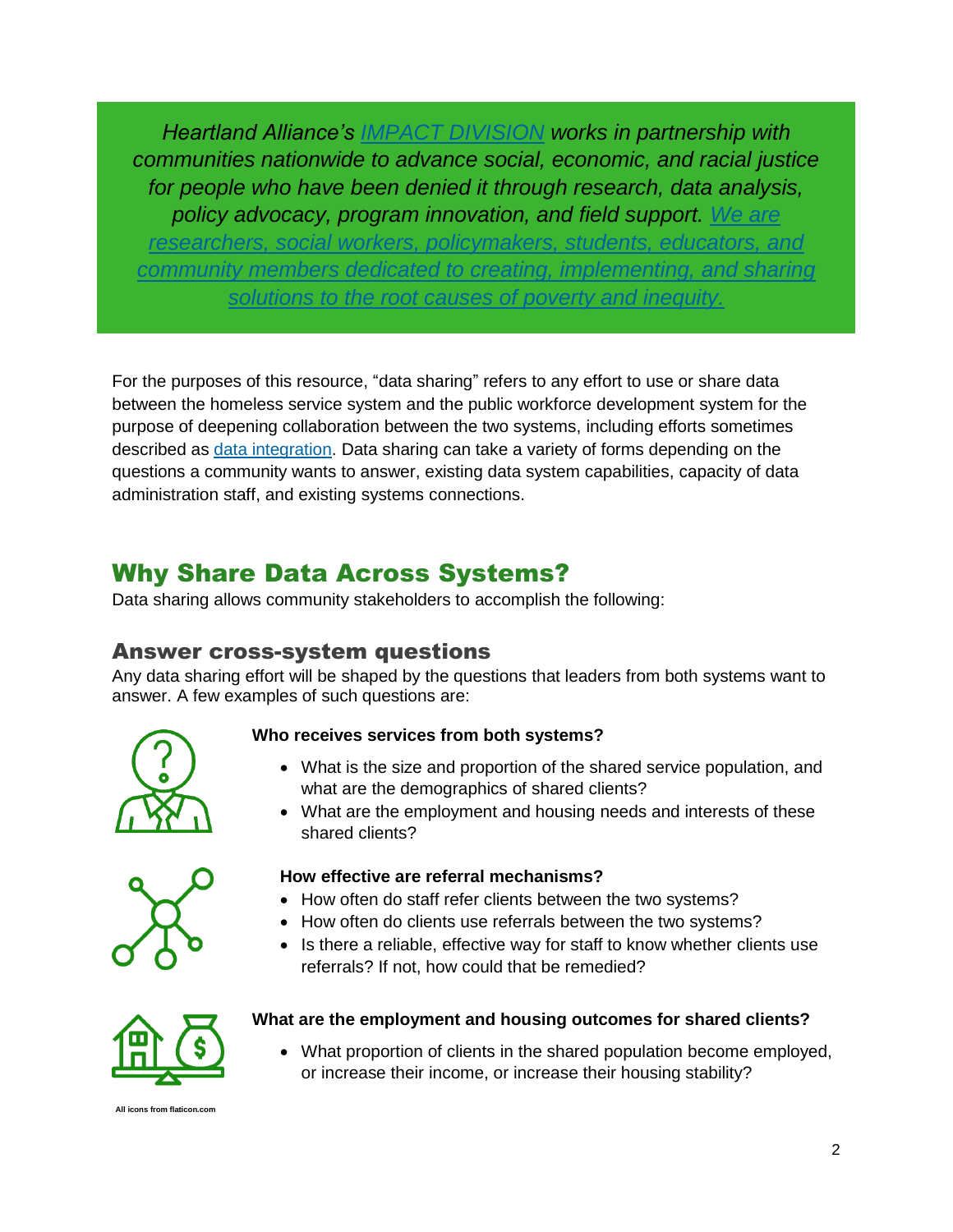*Heartland Alliance's IMPACT DIVISION works in partnership with communities nationwide to advance social, economic, and racial justice for people who have been denied it through research, data analysis, policy advocacy, program innovation, and field support. We are researchers, social workers, policymakers, students, educators, and community members dedicated to creating, implementing, and sharing solutions to the root causes of poverty and inequity.*

For the purposes of this resource, "data sharing" refers to any effort to use or share data between the homeless service system and the public workforce development system for the purpose of deepening collaboration between the two systems, including efforts sometimes described as data integration. Data sharing can take a variety of forms depending on the questions a community wants to answer, existing data system capabilities, capacity of data administration staff, and existing systems connections.

## Why Share Data Across Systems?

Data sharing allows community stakeholders to accomplish the following:

### Answer cross-system questions

Any data sharing effort will be shaped by the questions that leaders from both systems want to answer. A few examples of such questions are:

**Who receives services from both systems?**

- What is the size and proportion of the shared service population, and what are the demographics of shared clients?
- What are the employment and housing needs and interests of these shared clients?

**How effective are referral mechanisms?**

- How often do staff refer clients between the two systems?
- How often do clients use referrals between the two systems?
- Is there a reliable, effective way for staff to know whether clients use referrals? If not, how could that be remedied?

**What are the employment and housing outcomes for shared clients?**

- What proportion of clients in the shared population become employed, or increase their income, or increase their housing stability?

All icons from flaticon.com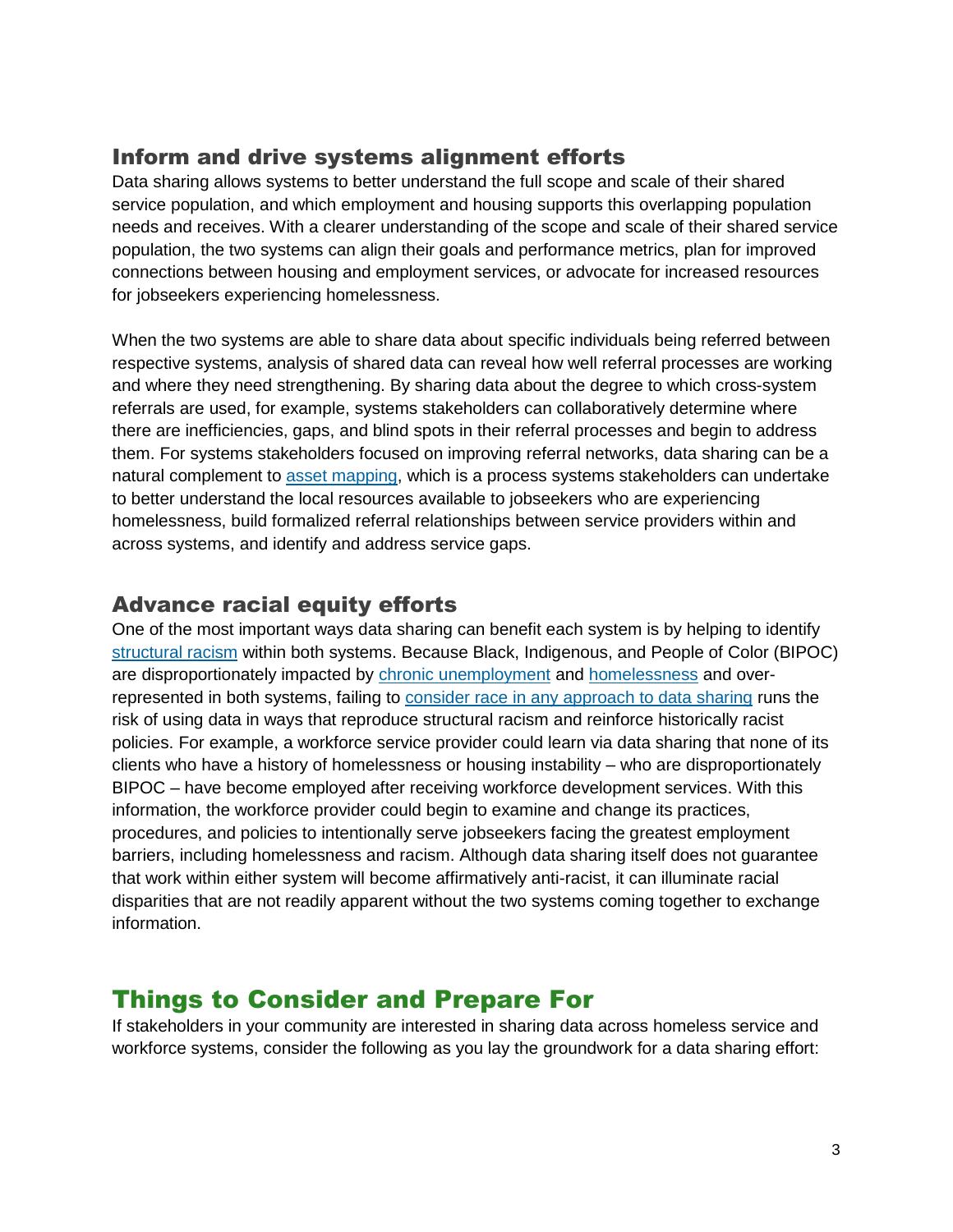### Inform and drive systems alignment efforts

Data sharing allows systems to better understand the full scope and scale of their shared service population, and which employment and housing supports this overlapping population needs and receives. With a clearer understanding of the scope and scale of their shared service population, the two systems can align their goals and performance metrics, plan for improved connections between housing and employment services, or advocate for increased resources for jobseekers experiencing homelessness.

When the two systems are able to share data about specific individuals being referred between respective systems, analysis of shared data can reveal how well referral processes are working and where they need strengthening. By sharing data about the degree to which cross-system referrals are used, for example, systems stakeholders can collaboratively determine where there are inefficiencies, gaps, and blind spots in their referral processes and begin to address them. For systems stakeholders focused on improving referral networks, data sharing can be a natural complement to asset mapping, which is a process systems stakeholders can undertake to better understand the local resources available to jobseekers who are experiencing homelessness, build formalized referral relationships between service providers within and across systems, and identify and address service gaps.

### Advance racial equity efforts

One of the most important ways data sharing can benefit each system is by helping to identify structural racism within both systems. Because Black, Indigenous, and People of Color (BIPOC) are disproportionately impacted by chronic unemployment and homelessness and over-represented in both systems, failing to consider race in any approach to data sharing runs the risk of using data in ways that reproduce structural racism and reinforce historically racist policies. For example, a workforce service provider could learn via data sharing that none of its clients who have a history of homelessness or housing instability – who are disproportionately BIPOC – have become employed after receiving workforce development services. With this information, the workforce provider could begin to examine and change its practices, procedures, and policies to intentionally serve jobseekers facing the greatest employment barriers, including homelessness and racism. Although data sharing itself does not guarantee that work within either system will become affirmatively anti-racist, it can illuminate racial disparities that are not readily apparent without the two systems coming together to exchange information.

## Things to Consider and Prepare For

If stakeholders in your community are interested in sharing data across homeless service and workforce systems, consider the following as you lay the groundwork for a data sharing effort: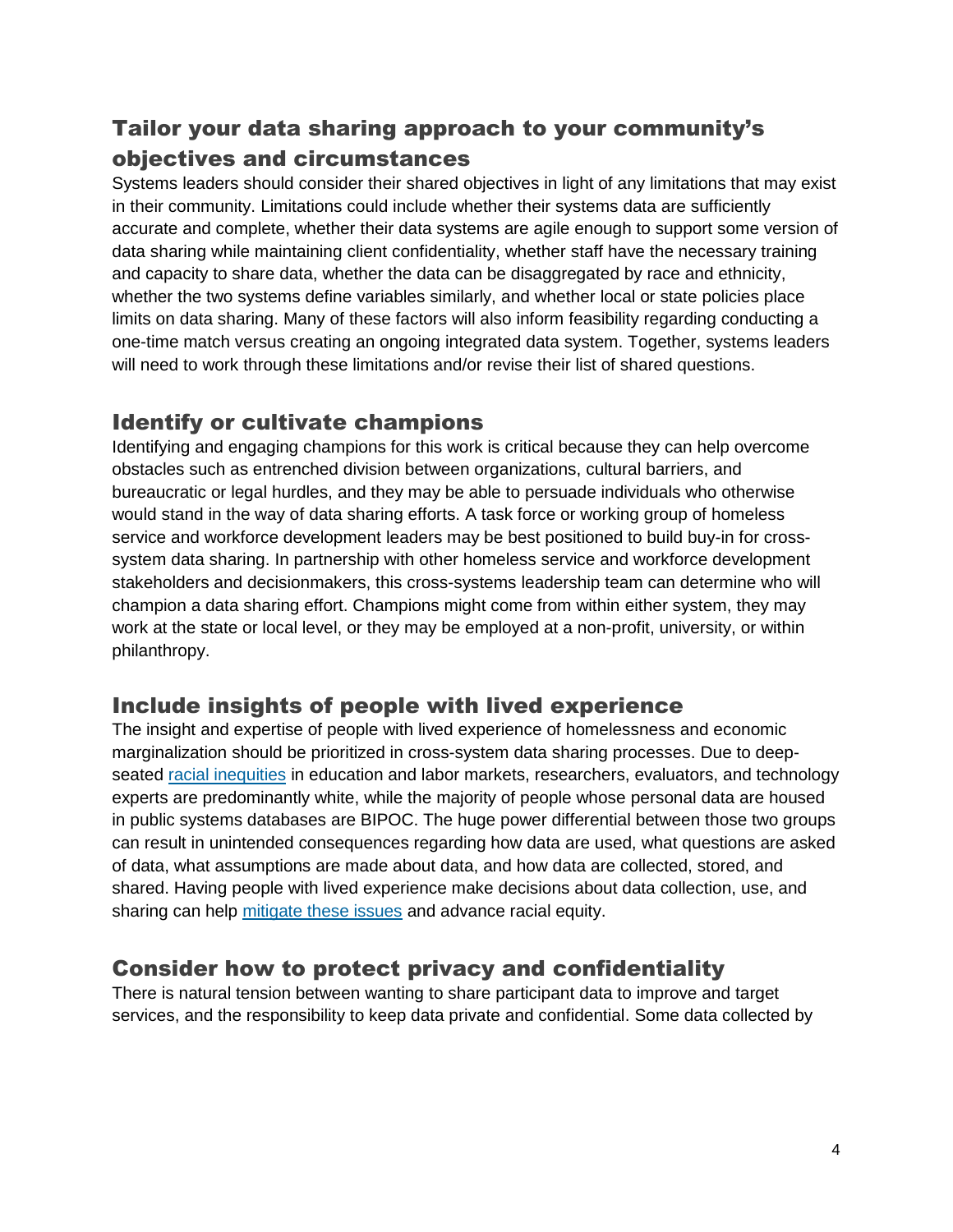## Tailor your data sharing approach to your community's objectives and circumstances

Systems leaders should consider their shared objectives in light of any limitations that may exist in their community. Limitations could include whether their systems data are sufficiently accurate and complete, whether their data systems are agile enough to support some version of data sharing while maintaining client confidentiality, whether staff have the necessary training and capacity to share data, whether the data can be disaggregated by race and ethnicity, whether the two systems define variables similarly, and whether local or state policies place limits on data sharing. Many of these factors will also inform feasibility regarding conducting a one-time match versus creating an ongoing integrated data system. Together, systems leaders will need to work through these limitations and/or revise their list of shared questions.

## Identify or cultivate champions

Identifying and engaging champions for this work is critical because they can help overcome obstacles such as entrenched division between organizations, cultural barriers, and bureaucratic or legal hurdles, and they may be able to persuade individuals who otherwise would stand in the way of data sharing efforts. A task force or working group of homeless service and workforce development leaders may be best positioned to build buy-in for cross-system data sharing. In partnership with other homeless service and workforce development stakeholders and decisionmakers, this cross-systems leadership team can determine who will champion a data sharing effort. Champions might come from within either system, they may work at the state or local level, or they may be employed at a non-profit, university, or within philanthropy.

## Include insights of people with lived experience

The insight and expertise of people with lived experience of homelessness and economic marginalization should be prioritized in cross-system data sharing processes. Due to deep-seated racial inequities in education and labor markets, researchers, evaluators, and technology experts are predominantly white, while the majority of people whose personal data are housed in public systems databases are BIPOC. The huge power differential between those two groups can result in unintended consequences regarding how data are used, what questions are asked of data, what assumptions are made about data, and how data are collected, stored, and shared. Having people with lived experience make decisions about data collection, use, and sharing can help mitigate these issues and advance racial equity.

## Consider how to protect privacy and confidentiality

There is natural tension between wanting to share participant data to improve and target services, and the responsibility to keep data private and confidential. Some data collected by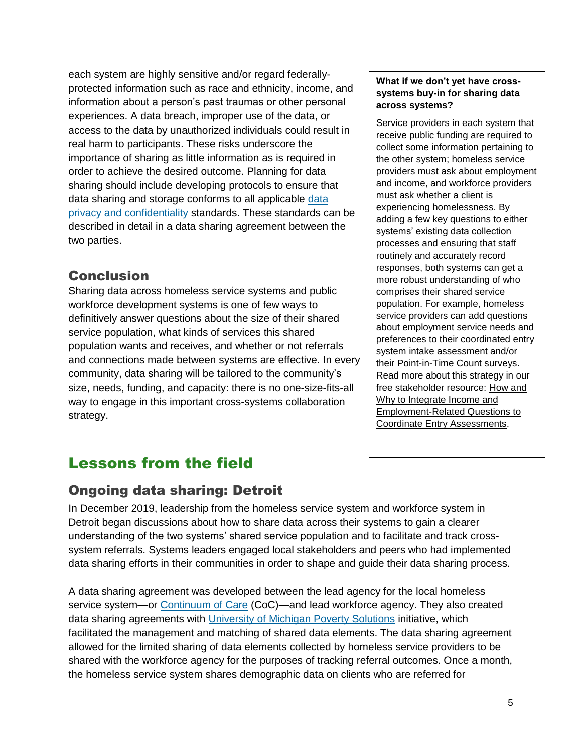each system are highly sensitive and/or regard federally-protected information such as race and ethnicity, income, and information about a person's past traumas or other personal experiences. A data breach, improper use of the data, or access to the data by unauthorized individuals could result in real harm to participants. These risks underscore the importance of sharing as little information as is required in order to achieve the desired outcome. Planning for data sharing should include developing protocols to ensure that data sharing and storage conforms to all applicable data privacy and confidentiality standards. These standards can be described in detail in a data sharing agreement between the two parties.

## Conclusion

Sharing data across homeless service systems and public workforce development systems is one of few ways to definitively answer questions about the size of their shared service population, what kinds of services this shared population wants and receives, and whether or not referrals and connections made between systems are effective. In every community, data sharing will be tailored to the community's size, needs, funding, and capacity: there is no one-size-fits-all way to engage in this important cross-systems collaboration strategy.

> **What if we don't yet have cross-systems buy-in for sharing data across systems?**
>
> Service providers in each system that receive public funding are required to collect some information pertaining to the other system; homeless service providers must ask about employment and income, and workforce providers must ask whether a client is experiencing homelessness. By adding a few key questions to either systems' existing data collection processes and ensuring that staff routinely and accurately record responses, both systems can get a more robust understanding of who comprises their shared service population. For example, homeless service providers can add questions about employment service needs and preferences to their coordinated entry system intake assessment and/or their Point-in-Time Count surveys. Read more about this strategy in our free stakeholder resource: How and Why to Integrate Income and Employment-Related Questions to Coordinate Entry Assessments.

# Lessons from the field

## Ongoing data sharing: Detroit

In December 2019, leadership from the homeless service system and workforce system in Detroit began discussions about how to share data across their systems to gain a clearer understanding of the two systems' shared service population and to facilitate and track cross-system referrals. Systems leaders engaged local stakeholders and peers who had implemented data sharing efforts in their communities in order to shape and guide their data sharing process.

A data sharing agreement was developed between the lead agency for the local homeless service system—or Continuum of Care (CoC)—and lead workforce agency. They also created data sharing agreements with University of Michigan Poverty Solutions initiative, which facilitated the management and matching of shared data elements. The data sharing agreement allowed for the limited sharing of data elements collected by homeless service providers to be shared with the workforce agency for the purposes of tracking referral outcomes. Once a month, the homeless service system shares demographic data on clients who are referred for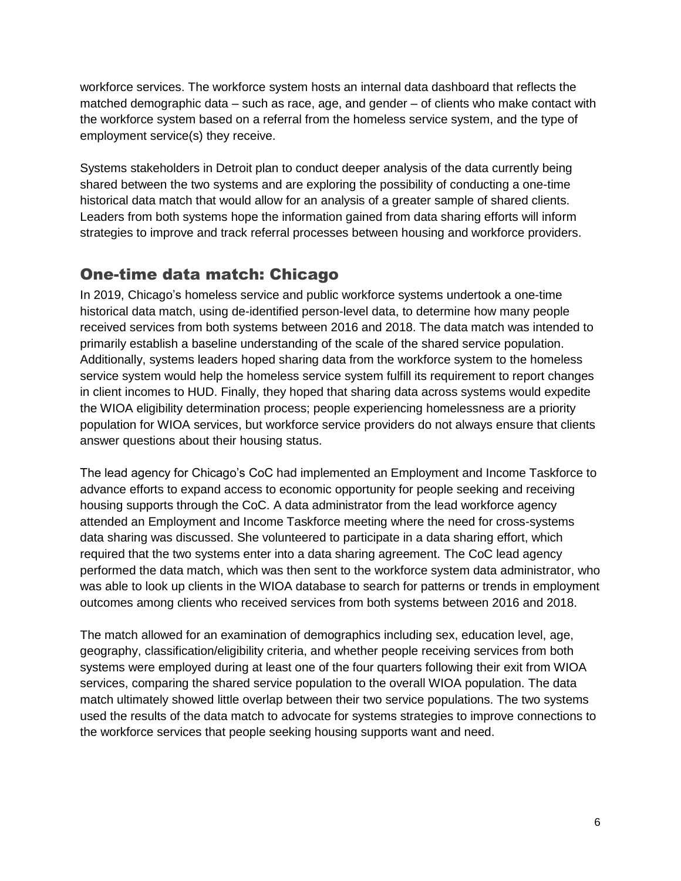workforce services. The workforce system hosts an internal data dashboard that reflects the matched demographic data – such as race, age, and gender – of clients who make contact with the workforce system based on a referral from the homeless service system, and the type of employment service(s) they receive.

Systems stakeholders in Detroit plan to conduct deeper analysis of the data currently being shared between the two systems and are exploring the possibility of conducting a one-time historical data match that would allow for an analysis of a greater sample of shared clients. Leaders from both systems hope the information gained from data sharing efforts will inform strategies to improve and track referral processes between housing and workforce providers.

## One-time data match: Chicago

In 2019, Chicago's homeless service and public workforce systems undertook a one-time historical data match, using de-identified person-level data, to determine how many people received services from both systems between 2016 and 2018. The data match was intended to primarily establish a baseline understanding of the scale of the shared service population. Additionally, systems leaders hoped sharing data from the workforce system to the homeless service system would help the homeless service system fulfill its requirement to report changes in client incomes to HUD. Finally, they hoped that sharing data across systems would expedite the WIOA eligibility determination process; people experiencing homelessness are a priority population for WIOA services, but workforce service providers do not always ensure that clients answer questions about their housing status.

The lead agency for Chicago's CoC had implemented an Employment and Income Taskforce to advance efforts to expand access to economic opportunity for people seeking and receiving housing supports through the CoC. A data administrator from the lead workforce agency attended an Employment and Income Taskforce meeting where the need for cross-systems data sharing was discussed. She volunteered to participate in a data sharing effort, which required that the two systems enter into a data sharing agreement. The CoC lead agency performed the data match, which was then sent to the workforce system data administrator, who was able to look up clients in the WIOA database to search for patterns or trends in employment outcomes among clients who received services from both systems between 2016 and 2018.

The match allowed for an examination of demographics including sex, education level, age, geography, classification/eligibility criteria, and whether people receiving services from both systems were employed during at least one of the four quarters following their exit from WIOA services, comparing the shared service population to the overall WIOA population. The data match ultimately showed little overlap between their two service populations. The two systems used the results of the data match to advocate for systems strategies to improve connections to the workforce services that people seeking housing supports want and need.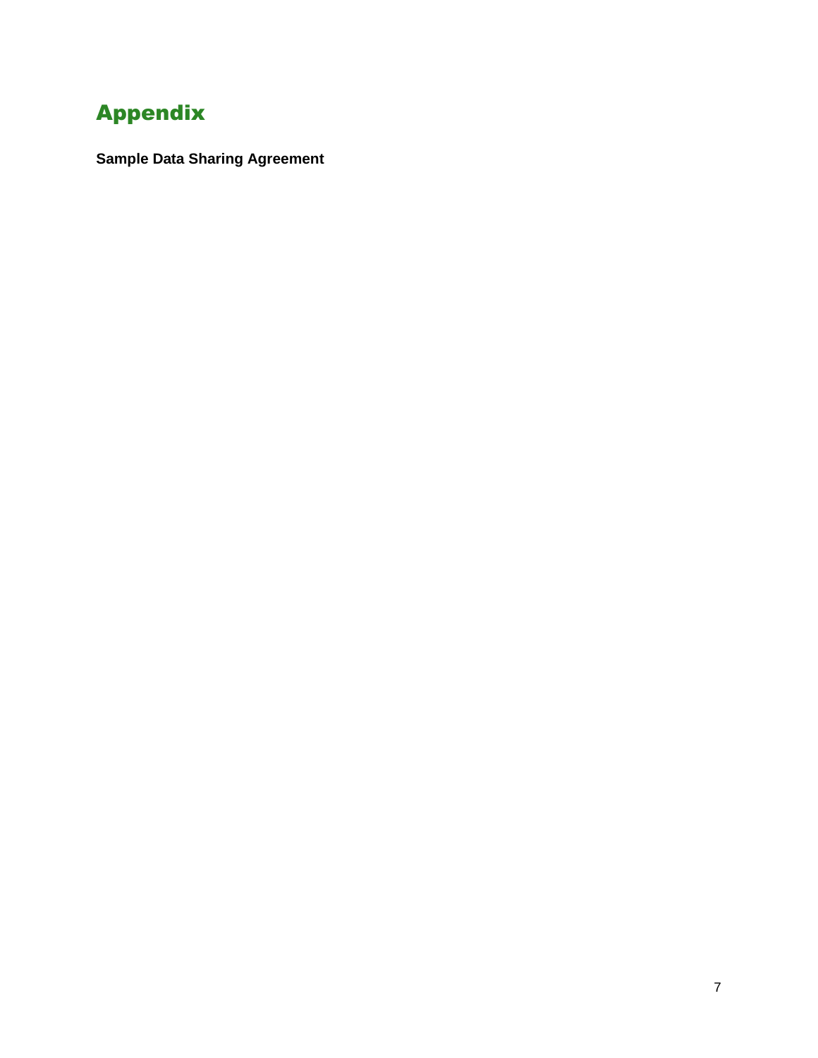# Appendix

**Sample Data Sharing Agreement**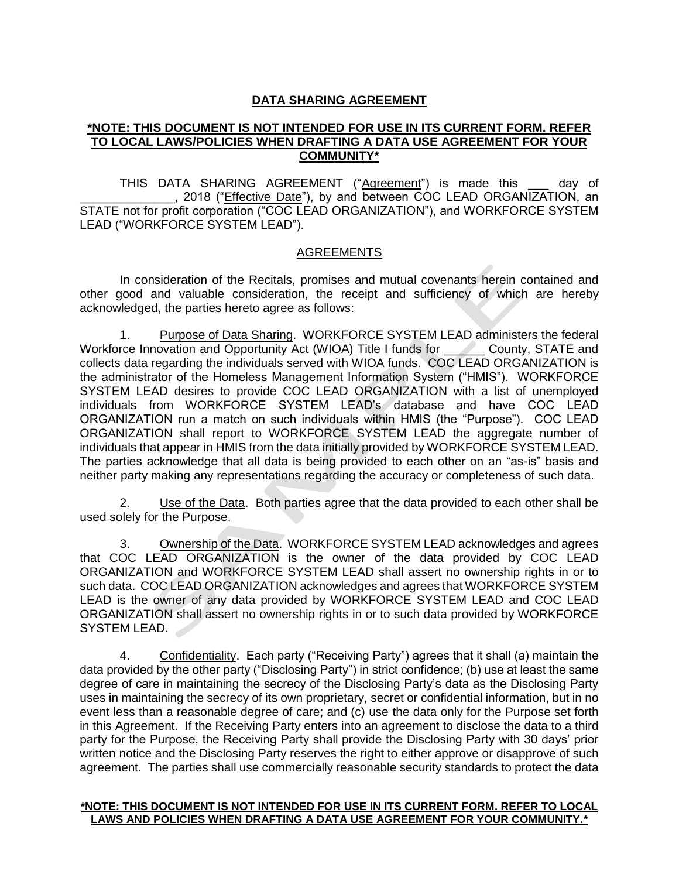**DATA SHARING AGREEMENT**

**\*NOTE: THIS DOCUMENT IS NOT INTENDED FOR USE IN ITS CURRENT FORM. REFER TO LOCAL LAWS/POLICIES WHEN DRAFTING A DATA USE AGREEMENT FOR YOUR COMMUNITY\***

THIS DATA SHARING AGREEMENT ("Agreement") is made this ___ day of ______________, 2018 ("Effective Date"), by and between COC LEAD ORGANIZATION, an STATE not for profit corporation ("COC LEAD ORGANIZATION"), and WORKFORCE SYSTEM LEAD ("WORKFORCE SYSTEM LEAD").

AGREEMENTS

In consideration of the Recitals, promises and mutual covenants herein contained and other good and valuable consideration, the receipt and sufficiency of which are hereby acknowledged, the parties hereto agree as follows:

1. Purpose of Data Sharing. WORKFORCE SYSTEM LEAD administers the federal Workforce Innovation and Opportunity Act (WIOA) Title I funds for ______ County, STATE and collects data regarding the individuals served with WIOA funds. COC LEAD ORGANIZATION is the administrator of the Homeless Management Information System ("HMIS"). WORKFORCE SYSTEM LEAD desires to provide COC LEAD ORGANIZATION with a list of unemployed individuals from WORKFORCE SYSTEM LEAD's database and have COC LEAD ORGANIZATION run a match on such individuals within HMIS (the "Purpose"). COC LEAD ORGANIZATION shall report to WORKFORCE SYSTEM LEAD the aggregate number of individuals that appear in HMIS from the data initially provided by WORKFORCE SYSTEM LEAD. The parties acknowledge that all data is being provided to each other on an "as-is" basis and neither party making any representations regarding the accuracy or completeness of such data.

2. Use of the Data. Both parties agree that the data provided to each other shall be used solely for the Purpose.

3. Ownership of the Data. WORKFORCE SYSTEM LEAD acknowledges and agrees that COC LEAD ORGANIZATION is the owner of the data provided by COC LEAD ORGANIZATION and WORKFORCE SYSTEM LEAD shall assert no ownership rights in or to such data. COC LEAD ORGANIZATION acknowledges and agrees that WORKFORCE SYSTEM LEAD is the owner of any data provided by WORKFORCE SYSTEM LEAD and COC LEAD ORGANIZATION shall assert no ownership rights in or to such data provided by WORKFORCE SYSTEM LEAD.

4. Confidentiality. Each party ("Receiving Party") agrees that it shall (a) maintain the data provided by the other party ("Disclosing Party") in strict confidence; (b) use at least the same degree of care in maintaining the secrecy of the Disclosing Party's data as the Disclosing Party uses in maintaining the secrecy of its own proprietary, secret or confidential information, but in no event less than a reasonable degree of care; and (c) use the data only for the Purpose set forth in this Agreement. If the Receiving Party enters into an agreement to disclose the data to a third party for the Purpose, the Receiving Party shall provide the Disclosing Party with 30 days' prior written notice and the Disclosing Party reserves the right to either approve or disapprove of such agreement. The parties shall use commercially reasonable security standards to protect the data

**\*NOTE: THIS DOCUMENT IS NOT INTENDED FOR USE IN ITS CURRENT FORM. REFER TO LOCAL LAWS AND POLICIES WHEN DRAFTING A DATA USE AGREEMENT FOR YOUR COMMUNITY.\***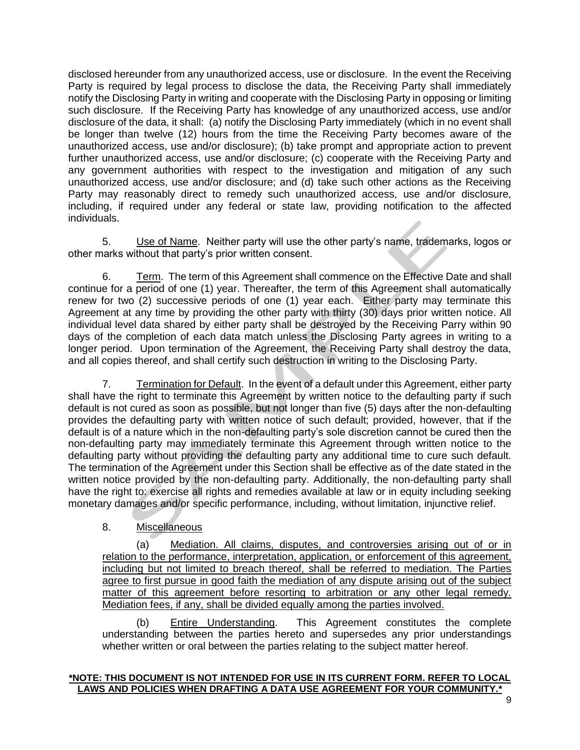disclosed hereunder from any unauthorized access, use or disclosure. In the event the Receiving Party is required by legal process to disclose the data, the Receiving Party shall immediately notify the Disclosing Party in writing and cooperate with the Disclosing Party in opposing or limiting such disclosure. If the Receiving Party has knowledge of any unauthorized access, use and/or disclosure of the data, it shall: (a) notify the Disclosing Party immediately (which in no event shall be longer than twelve (12) hours from the time the Receiving Party becomes aware of the unauthorized access, use and/or disclosure); (b) take prompt and appropriate action to prevent further unauthorized access, use and/or disclosure; (c) cooperate with the Receiving Party and any government authorities with respect to the investigation and mitigation of any such unauthorized access, use and/or disclosure; and (d) take such other actions as the Receiving Party may reasonably direct to remedy such unauthorized access, use and/or disclosure, including, if required under any federal or state law, providing notification to the affected individuals.

5. Use of Name. Neither party will use the other party's name, trademarks, logos or other marks without that party's prior written consent.

6. Term. The term of this Agreement shall commence on the Effective Date and shall continue for a period of one (1) year. Thereafter, the term of this Agreement shall automatically renew for two (2) successive periods of one (1) year each. Either party may terminate this Agreement at any time by providing the other party with thirty (30) days prior written notice. All individual level data shared by either party shall be destroyed by the Receiving Parry within 90 days of the completion of each data match unless the Disclosing Party agrees in writing to a longer period. Upon termination of the Agreement, the Receiving Party shall destroy the data, and all copies thereof, and shall certify such destruction in writing to the Disclosing Party.

7. Termination for Default. In the event of a default under this Agreement, either party shall have the right to terminate this Agreement by written notice to the defaulting party if such default is not cured as soon as possible, but not longer than five (5) days after the non-defaulting provides the defaulting party with written notice of such default; provided, however, that if the default is of a nature which in the non-defaulting party's sole discretion cannot be cured then the non-defaulting party may immediately terminate this Agreement through written notice to the defaulting party without providing the defaulting party any additional time to cure such default. The termination of the Agreement under this Section shall be effective as of the date stated in the written notice provided by the non-defaulting party. Additionally, the non-defaulting party shall have the right to: exercise all rights and remedies available at law or in equity including seeking monetary damages and/or specific performance, including, without limitation, injunctive relief.

8. Miscellaneous

(a) Mediation. All claims, disputes, and controversies arising out of or in relation to the performance, interpretation, application, or enforcement of this agreement, including but not limited to breach thereof, shall be referred to mediation. The Parties agree to first pursue in good faith the mediation of any dispute arising out of the subject matter of this agreement before resorting to arbitration or any other legal remedy. Mediation fees, if any, shall be divided equally among the parties involved.

(b) Entire Understanding. This Agreement constitutes the complete understanding between the parties hereto and supersedes any prior understandings whether written or oral between the parties relating to the subject matter hereof.

**\*NOTE: THIS DOCUMENT IS NOT INTENDED FOR USE IN ITS CURRENT FORM. REFER TO LOCAL LAWS AND POLICIES WHEN DRAFTING A DATA USE AGREEMENT FOR YOUR COMMUNITY.\***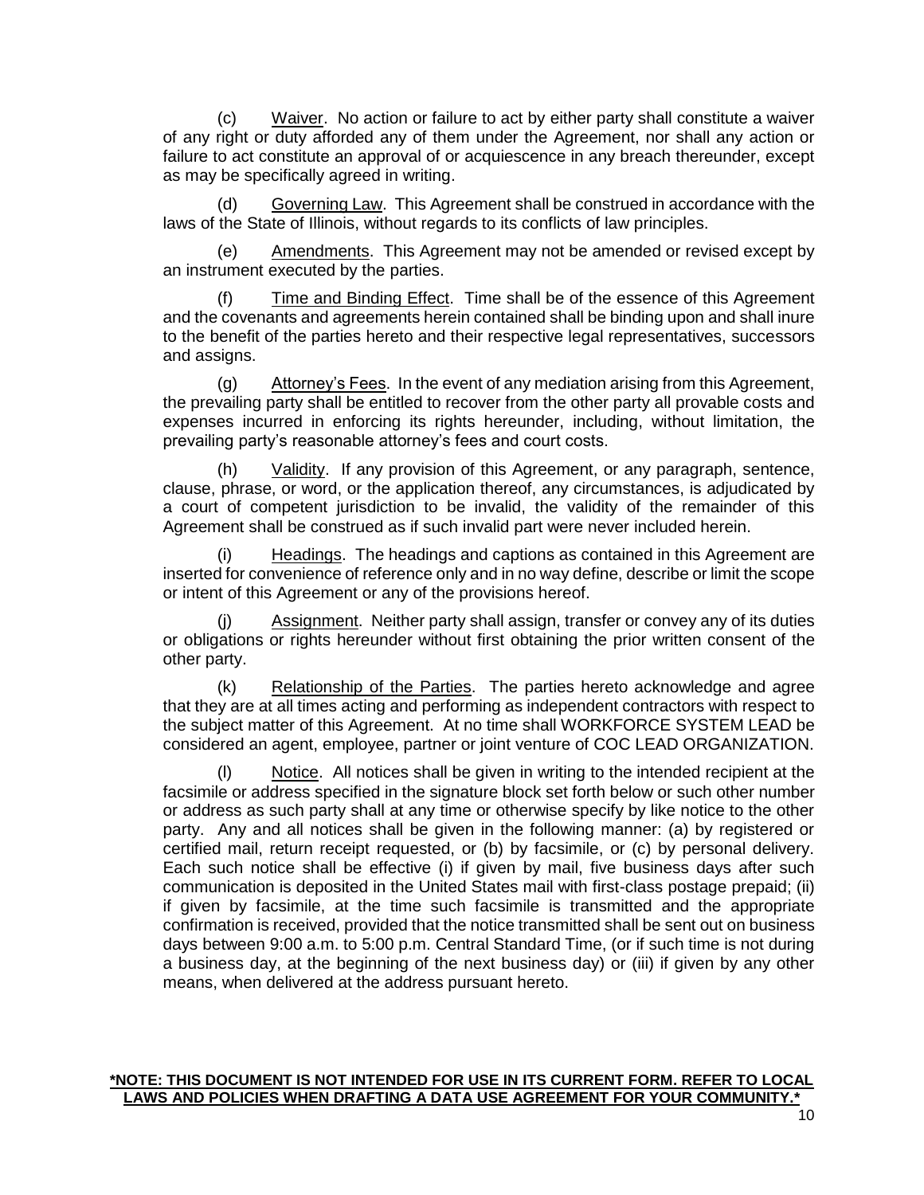(c) Waiver. No action or failure to act by either party shall constitute a waiver of any right or duty afforded any of them under the Agreement, nor shall any action or failure to act constitute an approval of or acquiescence in any breach thereunder, except as may be specifically agreed in writing.

(d) Governing Law. This Agreement shall be construed in accordance with the laws of the State of Illinois, without regards to its conflicts of law principles.

(e) Amendments. This Agreement may not be amended or revised except by an instrument executed by the parties.

(f) Time and Binding Effect. Time shall be of the essence of this Agreement and the covenants and agreements herein contained shall be binding upon and shall inure to the benefit of the parties hereto and their respective legal representatives, successors and assigns.

(g) Attorney's Fees. In the event of any mediation arising from this Agreement, the prevailing party shall be entitled to recover from the other party all provable costs and expenses incurred in enforcing its rights hereunder, including, without limitation, the prevailing party's reasonable attorney's fees and court costs.

(h) Validity. If any provision of this Agreement, or any paragraph, sentence, clause, phrase, or word, or the application thereof, any circumstances, is adjudicated by a court of competent jurisdiction to be invalid, the validity of the remainder of this Agreement shall be construed as if such invalid part were never included herein.

(i) Headings. The headings and captions as contained in this Agreement are inserted for convenience of reference only and in no way define, describe or limit the scope or intent of this Agreement or any of the provisions hereof.

(j) Assignment. Neither party shall assign, transfer or convey any of its duties or obligations or rights hereunder without first obtaining the prior written consent of the other party.

(k) Relationship of the Parties. The parties hereto acknowledge and agree that they are at all times acting and performing as independent contractors with respect to the subject matter of this Agreement. At no time shall WORKFORCE SYSTEM LEAD be considered an agent, employee, partner or joint venture of COC LEAD ORGANIZATION.

(l) Notice. All notices shall be given in writing to the intended recipient at the facsimile or address specified in the signature block set forth below or such other number or address as such party shall at any time or otherwise specify by like notice to the other party. Any and all notices shall be given in the following manner: (a) by registered or certified mail, return receipt requested, or (b) by facsimile, or (c) by personal delivery. Each such notice shall be effective (i) if given by mail, five business days after such communication is deposited in the United States mail with first-class postage prepaid; (ii) if given by facsimile, at the time such facsimile is transmitted and the appropriate confirmation is received, provided that the notice transmitted shall be sent out on business days between 9:00 a.m. to 5:00 p.m. Central Standard Time, (or if such time is not during a business day, at the beginning of the next business day) or (iii) if given by any other means, when delivered at the address pursuant hereto.

**\*NOTE: THIS DOCUMENT IS NOT INTENDED FOR USE IN ITS CURRENT FORM. REFER TO LOCAL LAWS AND POLICIES WHEN DRAFTING A DATA USE AGREEMENT FOR YOUR COMMUNITY.\***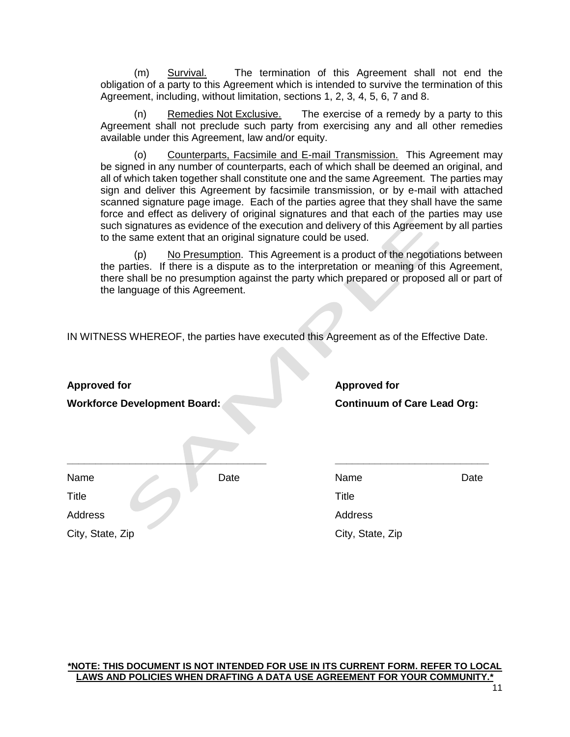(m) Survival. The termination of this Agreement shall not end the obligation of a party to this Agreement which is intended to survive the termination of this Agreement, including, without limitation, sections 1, 2, 3, 4, 5, 6, 7 and 8.

(n) Remedies Not Exclusive. The exercise of a remedy by a party to this Agreement shall not preclude such party from exercising any and all other remedies available under this Agreement, law and/or equity.

(o) Counterparts, Facsimile and E-mail Transmission. This Agreement may be signed in any number of counterparts, each of which shall be deemed an original, and all of which taken together shall constitute one and the same Agreement. The parties may sign and deliver this Agreement by facsimile transmission, or by e-mail with attached scanned signature page image. Each of the parties agree that they shall have the same force and effect as delivery of original signatures and that each of the parties may use such signatures as evidence of the execution and delivery of this Agreement by all parties to the same extent that an original signature could be used.

(p) No Presumption. This Agreement is a product of the negotiations between the parties. If there is a dispute as to the interpretation or meaning of this Agreement, there shall be no presumption against the party which prepared or proposed all or part of the language of this Agreement.

IN WITNESS WHEREOF, the parties have executed this Agreement as of the Effective Date.

**Approved for**
**Workforce Development Board:**

\_\_\_\_\_\_\_\_\_\_\_\_\_\_\_\_\_\_\_\_\_\_\_\_\_\_\_\_\_\_\_\_\_\_\_

Name Date
Title
Address
City, State, Zip

**Approved for**
**Continuum of Care Lead Org:**

\_\_\_\_\_\_\_\_\_\_\_\_\_\_\_\_\_\_\_\_\_\_\_\_\_\_\_

Name Date
Title
Address
City, State, Zip

**\*NOTE: THIS DOCUMENT IS NOT INTENDED FOR USE IN ITS CURRENT FORM. REFER TO LOCAL LAWS AND POLICIES WHEN DRAFTING A DATA USE AGREEMENT FOR YOUR COMMUNITY.\***